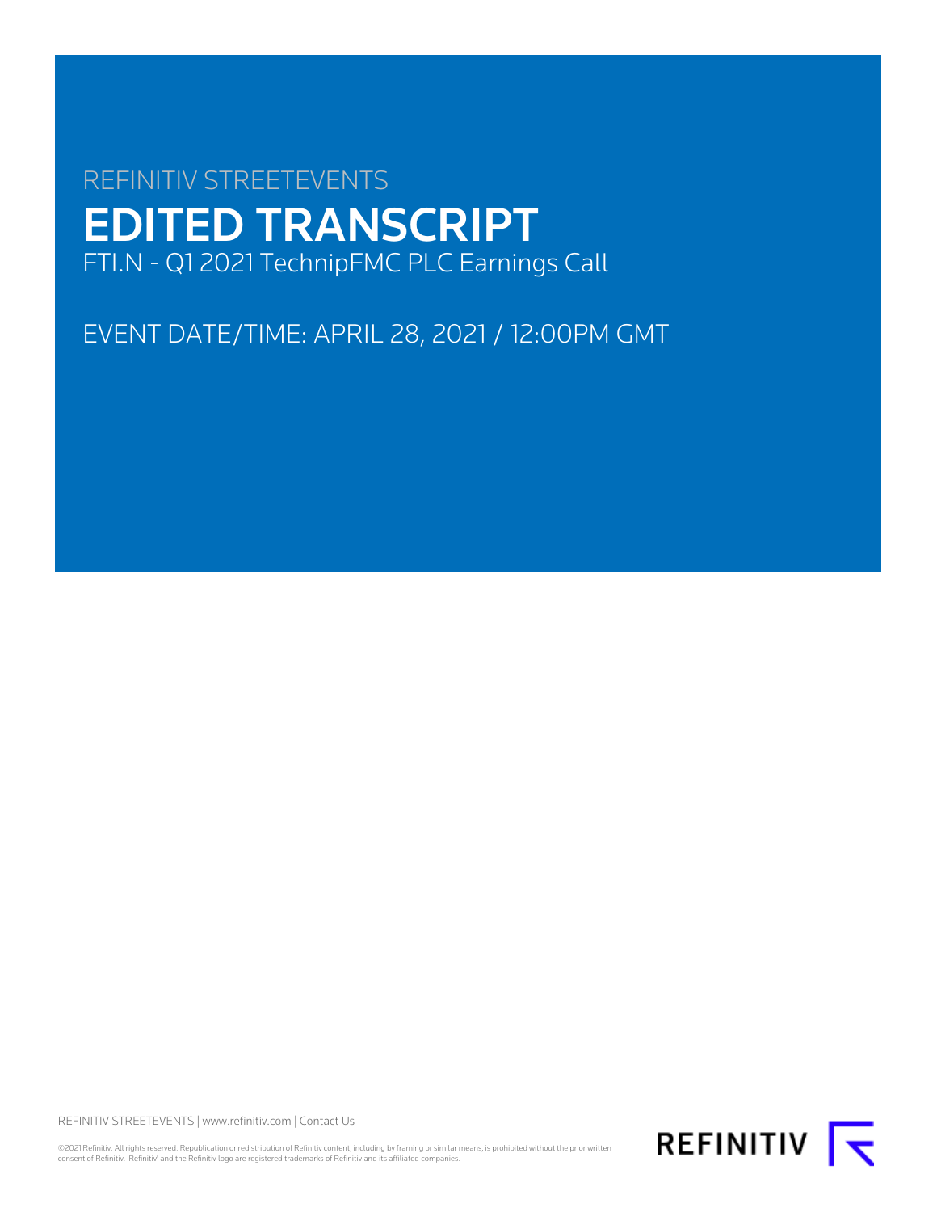REFINITIV STREETEVENTS

# EDITED TRANSCRIPT

FTI.N - Q1 2021 TechnipFMC PLC Earnings Call

EVENT DATE/TIME: APRIL 28, 2021 / 12:00PM GMT

REFINITIV STREETEVENTS | www.refinitiv.com | Contact Us

©2021 Refinitiv. All rights reserved. Republication or redistribution of Refinitiv content, including by framing or similar means, is prohibited without the prior written consent of Refinitiv. 'Refinitiv' and the Refinitiv logo are registered trademarks of Refinitiv and its affiliated companies.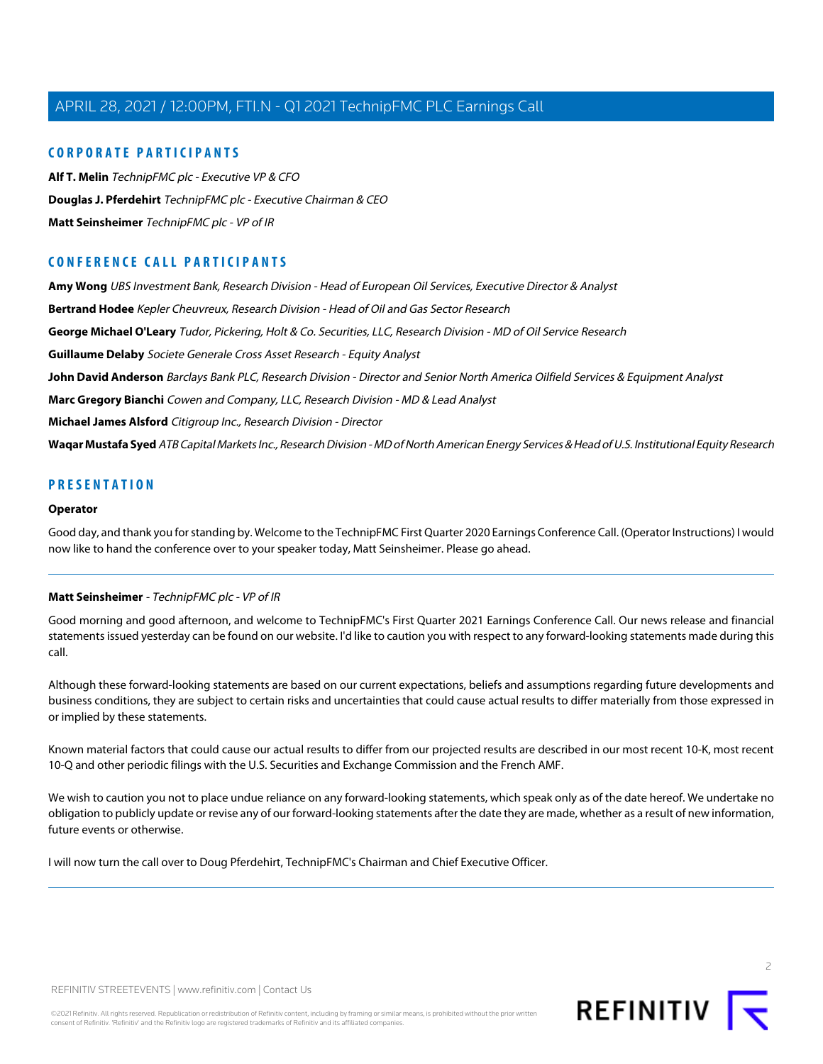## CORPORATE PARTICIPANTS

**Alf T. Melin** *TechnipFMC plc - Executive VP & CFO*

**Douglas J. Pferdehirt** *TechnipFMC plc - Executive Chairman & CEO*

**Matt Seinsheimer** *TechnipFMC plc - VP of IR*

## CONFERENCE CALL PARTICIPANTS

**Amy Wong** *UBS Investment Bank, Research Division - Head of European Oil Services, Executive Director & Analyst*

**Bertrand Hodee** *Kepler Cheuvreux, Research Division - Head of Oil and Gas Sector Research*

**George Michael O'Leary** *Tudor, Pickering, Holt & Co. Securities, LLC, Research Division - MD of Oil Service Research*

**Guillaume Delaby** *Societe Generale Cross Asset Research - Equity Analyst*

**John David Anderson** *Barclays Bank PLC, Research Division - Director and Senior North America Oilfield Services & Equipment Analyst*

**Marc Gregory Bianchi** *Cowen and Company, LLC, Research Division - MD & Lead Analyst*

**Michael James Alsford** *Citigroup Inc., Research Division - Director*

**Waqar Mustafa Syed** *ATB Capital Markets Inc., Research Division - MD of North American Energy Services & Head of U.S. Institutional Equity Research*

## PRESENTATION

**Operator**

Good day, and thank you for standing by. Welcome to the TechnipFMC First Quarter 2020 Earnings Conference Call. (Operator Instructions) I would now like to hand the conference over to your speaker today, Matt Seinsheimer. Please go ahead.

---

**Matt Seinsheimer** - *TechnipFMC plc - VP of IR*

Good morning and good afternoon, and welcome to TechnipFMC's First Quarter 2021 Earnings Conference Call. Our news release and financial statements issued yesterday can be found on our website. I'd like to caution you with respect to any forward-looking statements made during this call.

Although these forward-looking statements are based on our current expectations, beliefs and assumptions regarding future developments and business conditions, they are subject to certain risks and uncertainties that could cause actual results to differ materially from those expressed in or implied by these statements.

Known material factors that could cause our actual results to differ from our projected results are described in our most recent 10-K, most recent 10-Q and other periodic filings with the U.S. Securities and Exchange Commission and the French AMF.

We wish to caution you not to place undue reliance on any forward-looking statements, which speak only as of the date hereof. We undertake no obligation to publicly update or revise any of our forward-looking statements after the date they are made, whether as a result of new information, future events or otherwise.

I will now turn the call over to Doug Pferdehirt, TechnipFMC's Chairman and Chief Executive Officer.

---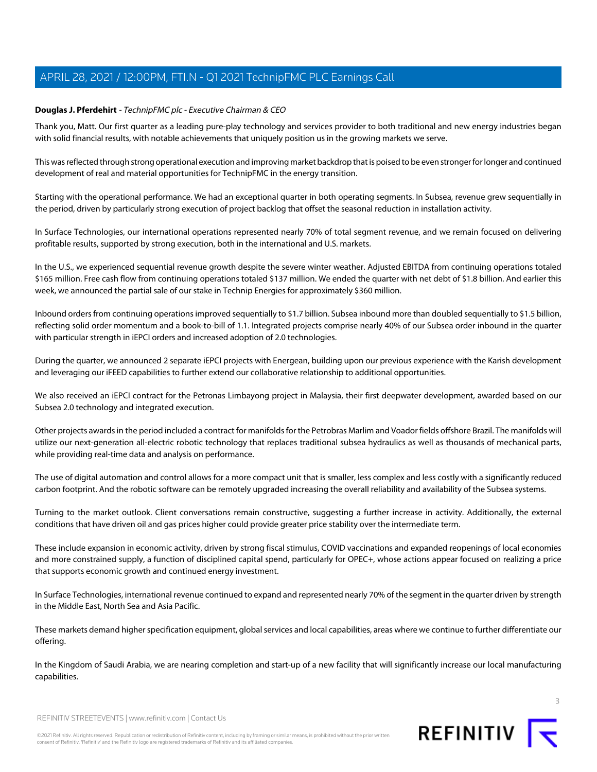**Douglas J. Pferdehirt** - *TechnipFMC plc - Executive Chairman & CEO*

Thank you, Matt. Our first quarter as a leading pure-play technology and services provider to both traditional and new energy industries began with solid financial results, with notable achievements that uniquely position us in the growing markets we serve.

This was reflected through strong operational execution and improving market backdrop that is poised to be even stronger for longer and continued development of real and material opportunities for TechnipFMC in the energy transition.

Starting with the operational performance. We had an exceptional quarter in both operating segments. In Subsea, revenue grew sequentially in the period, driven by particularly strong execution of project backlog that offset the seasonal reduction in installation activity.

In Surface Technologies, our international operations represented nearly 70% of total segment revenue, and we remain focused on delivering profitable results, supported by strong execution, both in the international and U.S. markets.

In the U.S., we experienced sequential revenue growth despite the severe winter weather. Adjusted EBITDA from continuing operations totaled $165 million. Free cash flow from continuing operations totaled $137 million. We ended the quarter with net debt of $1.8 billion. And earlier this week, we announced the partial sale of our stake in Technip Energies for approximately $360 million.

Inbound orders from continuing operations improved sequentially to $1.7 billion. Subsea inbound more than doubled sequentially to $1.5 billion, reflecting solid order momentum and a book-to-bill of 1.1. Integrated projects comprise nearly 40% of our Subsea order inbound in the quarter with particular strength in iEPCI orders and increased adoption of 2.0 technologies.

During the quarter, we announced 2 separate iEPCI projects with Energean, building upon our previous experience with the Karish development and leveraging our iFEED capabilities to further extend our collaborative relationship to additional opportunities.

We also received an iEPCI contract for the Petronas Limbayong project in Malaysia, their first deepwater development, awarded based on our Subsea 2.0 technology and integrated execution.

Other projects awards in the period included a contract for manifolds for the Petrobras Marlim and Voador fields offshore Brazil. The manifolds will utilize our next-generation all-electric robotic technology that replaces traditional subsea hydraulics as well as thousands of mechanical parts, while providing real-time data and analysis on performance.

The use of digital automation and control allows for a more compact unit that is smaller, less complex and less costly with a significantly reduced carbon footprint. And the robotic software can be remotely upgraded increasing the overall reliability and availability of the Subsea systems.

Turning to the market outlook. Client conversations remain constructive, suggesting a further increase in activity. Additionally, the external conditions that have driven oil and gas prices higher could provide greater price stability over the intermediate term.

These include expansion in economic activity, driven by strong fiscal stimulus, COVID vaccinations and expanded reopenings of local economies and more constrained supply, a function of disciplined capital spend, particularly for OPEC+, whose actions appear focused on realizing a price that supports economic growth and continued energy investment.

In Surface Technologies, international revenue continued to expand and represented nearly 70% of the segment in the quarter driven by strength in the Middle East, North Sea and Asia Pacific.

These markets demand higher specification equipment, global services and local capabilities, areas where we continue to further differentiate our offering.

In the Kingdom of Saudi Arabia, we are nearing completion and start-up of a new facility that will significantly increase our local manufacturing capabilities.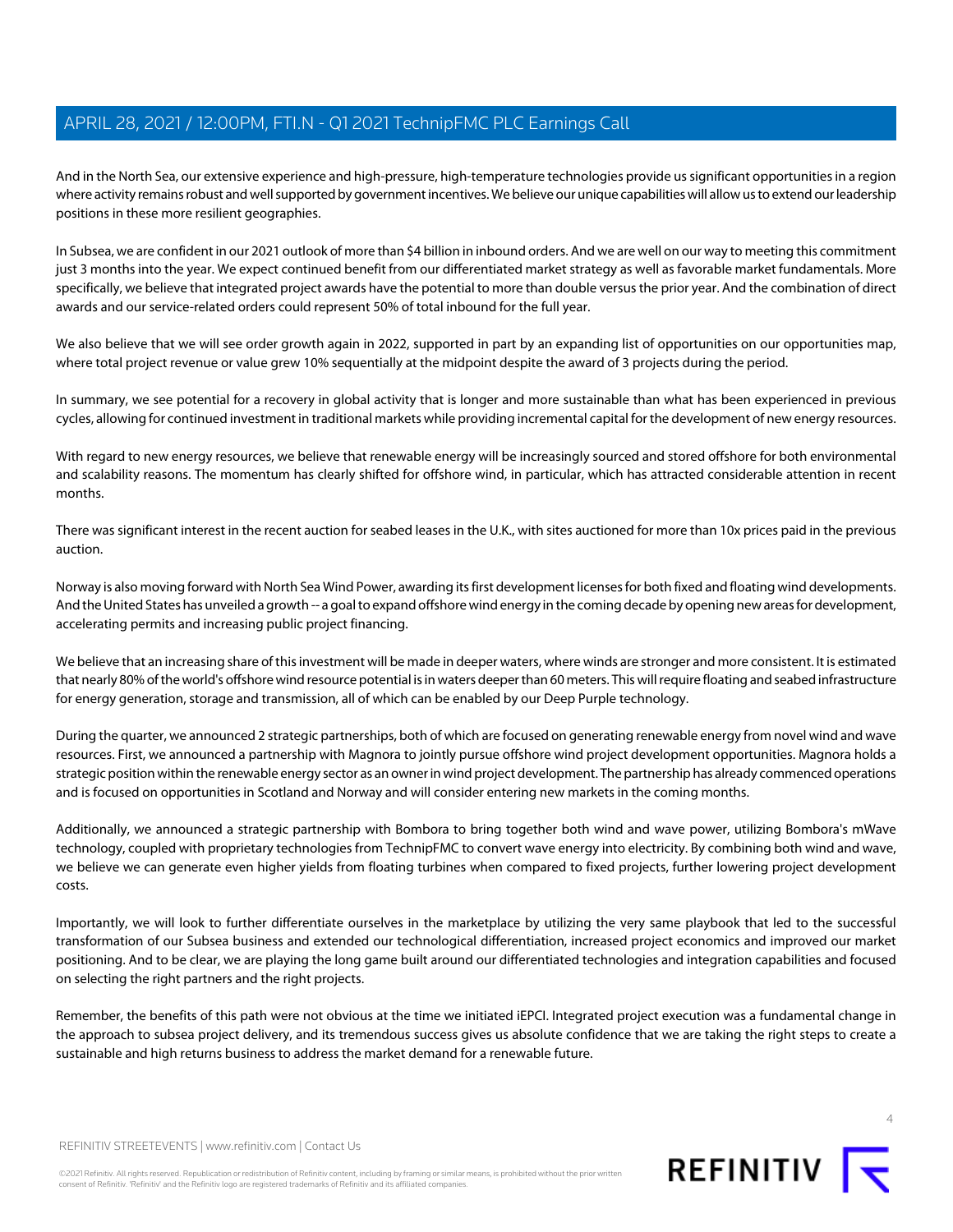And in the North Sea, our extensive experience and high-pressure, high-temperature technologies provide us significant opportunities in a region where activity remains robust and well supported by government incentives. We believe our unique capabilities will allow us to extend our leadership positions in these more resilient geographies.

In Subsea, we are confident in our 2021 outlook of more than $4 billion in inbound orders. And we are well on our way to meeting this commitment just 3 months into the year. We expect continued benefit from our differentiated market strategy as well as favorable market fundamentals. More specifically, we believe that integrated project awards have the potential to more than double versus the prior year. And the combination of direct awards and our service-related orders could represent 50% of total inbound for the full year.

We also believe that we will see order growth again in 2022, supported in part by an expanding list of opportunities on our opportunities map, where total project revenue or value grew 10% sequentially at the midpoint despite the award of 3 projects during the period.

In summary, we see potential for a recovery in global activity that is longer and more sustainable than what has been experienced in previous cycles, allowing for continued investment in traditional markets while providing incremental capital for the development of new energy resources.

With regard to new energy resources, we believe that renewable energy will be increasingly sourced and stored offshore for both environmental and scalability reasons. The momentum has clearly shifted for offshore wind, in particular, which has attracted considerable attention in recent months.

There was significant interest in the recent auction for seabed leases in the U.K., with sites auctioned for more than 10x prices paid in the previous auction.

Norway is also moving forward with North Sea Wind Power, awarding its first development licenses for both fixed and floating wind developments. And the United States has unveiled a growth -- a goal to expand offshore wind energy in the coming decade by opening new areas for development, accelerating permits and increasing public project financing.

We believe that an increasing share of this investment will be made in deeper waters, where winds are stronger and more consistent. It is estimated that nearly 80% of the world's offshore wind resource potential is in waters deeper than 60 meters. This will require floating and seabed infrastructure for energy generation, storage and transmission, all of which can be enabled by our Deep Purple technology.

During the quarter, we announced 2 strategic partnerships, both of which are focused on generating renewable energy from novel wind and wave resources. First, we announced a partnership with Magnora to jointly pursue offshore wind project development opportunities. Magnora holds a strategic position within the renewable energy sector as an owner in wind project development. The partnership has already commenced operations and is focused on opportunities in Scotland and Norway and will consider entering new markets in the coming months.

Additionally, we announced a strategic partnership with Bombora to bring together both wind and wave power, utilizing Bombora's mWave technology, coupled with proprietary technologies from TechnipFMC to convert wave energy into electricity. By combining both wind and wave, we believe we can generate even higher yields from floating turbines when compared to fixed projects, further lowering project development costs.

Importantly, we will look to further differentiate ourselves in the marketplace by utilizing the very same playbook that led to the successful transformation of our Subsea business and extended our technological differentiation, increased project economics and improved our market positioning. And to be clear, we are playing the long game built around our differentiated technologies and integration capabilities and focused on selecting the right partners and the right projects.

Remember, the benefits of this path were not obvious at the time we initiated iEPCI. Integrated project execution was a fundamental change in the approach to subsea project delivery, and its tremendous success gives us absolute confidence that we are taking the right steps to create a sustainable and high returns business to address the market demand for a renewable future.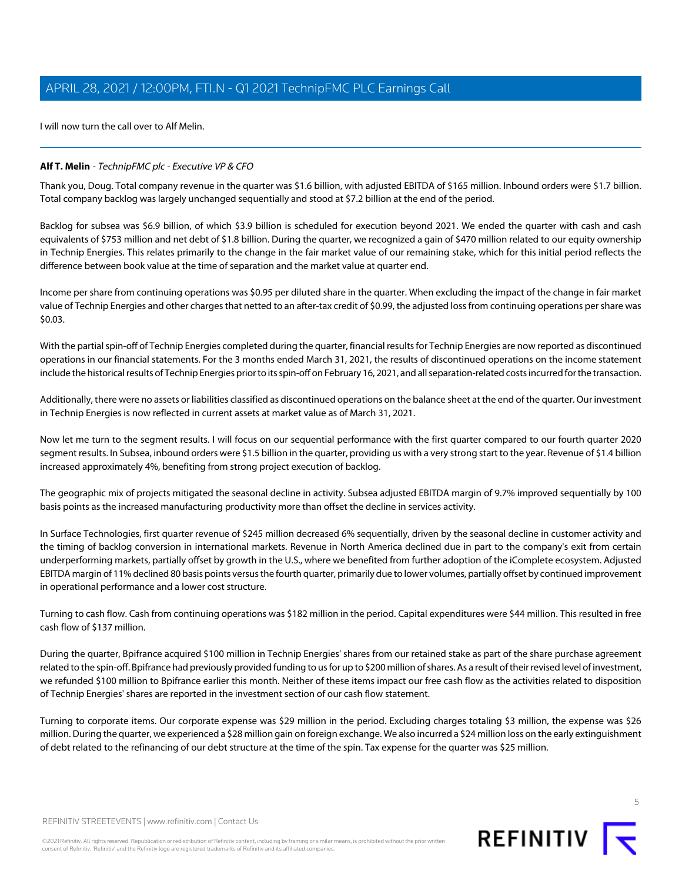I will now turn the call over to Alf Melin.

---

**Alf T. Melin** - *TechnipFMC plc - Executive VP & CFO*

Thank you, Doug. Total company revenue in the quarter was $1.6 billion, with adjusted EBITDA of $165 million. Inbound orders were $1.7 billion. Total company backlog was largely unchanged sequentially and stood at $7.2 billion at the end of the period.

Backlog for subsea was $6.9 billion, of which $3.9 billion is scheduled for execution beyond 2021. We ended the quarter with cash and cash equivalents of $753 million and net debt of $1.8 billion. During the quarter, we recognized a gain of $470 million related to our equity ownership in Technip Energies. This relates primarily to the change in the fair market value of our remaining stake, which for this initial period reflects the difference between book value at the time of separation and the market value at quarter end.

Income per share from continuing operations was $0.95 per diluted share in the quarter. When excluding the impact of the change in fair market value of Technip Energies and other charges that netted to an after-tax credit of $0.99, the adjusted loss from continuing operations per share was $0.03.

With the partial spin-off of Technip Energies completed during the quarter, financial results for Technip Energies are now reported as discontinued operations in our financial statements. For the 3 months ended March 31, 2021, the results of discontinued operations on the income statement include the historical results of Technip Energies prior to its spin-off on February 16, 2021, and all separation-related costs incurred for the transaction.

Additionally, there were no assets or liabilities classified as discontinued operations on the balance sheet at the end of the quarter. Our investment in Technip Energies is now reflected in current assets at market value as of March 31, 2021.

Now let me turn to the segment results. I will focus on our sequential performance with the first quarter compared to our fourth quarter 2020 segment results. In Subsea, inbound orders were $1.5 billion in the quarter, providing us with a very strong start to the year. Revenue of $1.4 billion increased approximately 4%, benefiting from strong project execution of backlog.

The geographic mix of projects mitigated the seasonal decline in activity. Subsea adjusted EBITDA margin of 9.7% improved sequentially by 100 basis points as the increased manufacturing productivity more than offset the decline in services activity.

In Surface Technologies, first quarter revenue of $245 million decreased 6% sequentially, driven by the seasonal decline in customer activity and the timing of backlog conversion in international markets. Revenue in North America declined due in part to the company's exit from certain underperforming markets, partially offset by growth in the U.S., where we benefited from further adoption of the iComplete ecosystem. Adjusted EBITDA margin of 11% declined 80 basis points versus the fourth quarter, primarily due to lower volumes, partially offset by continued improvement in operational performance and a lower cost structure.

Turning to cash flow. Cash from continuing operations was $182 million in the period. Capital expenditures were $44 million. This resulted in free cash flow of $137 million.

During the quarter, Bpifrance acquired $100 million in Technip Energies' shares from our retained stake as part of the share purchase agreement related to the spin-off. Bpifrance had previously provided funding to us for up to $200 million of shares. As a result of their revised level of investment, we refunded $100 million to Bpifrance earlier this month. Neither of these items impact our free cash flow as the activities related to disposition of Technip Energies' shares are reported in the investment section of our cash flow statement.

Turning to corporate items. Our corporate expense was $29 million in the period. Excluding charges totaling $3 million, the expense was $26 million. During the quarter, we experienced a $28 million gain on foreign exchange. We also incurred a $24 million loss on the early extinguishment of debt related to the refinancing of our debt structure at the time of the spin. Tax expense for the quarter was $25 million.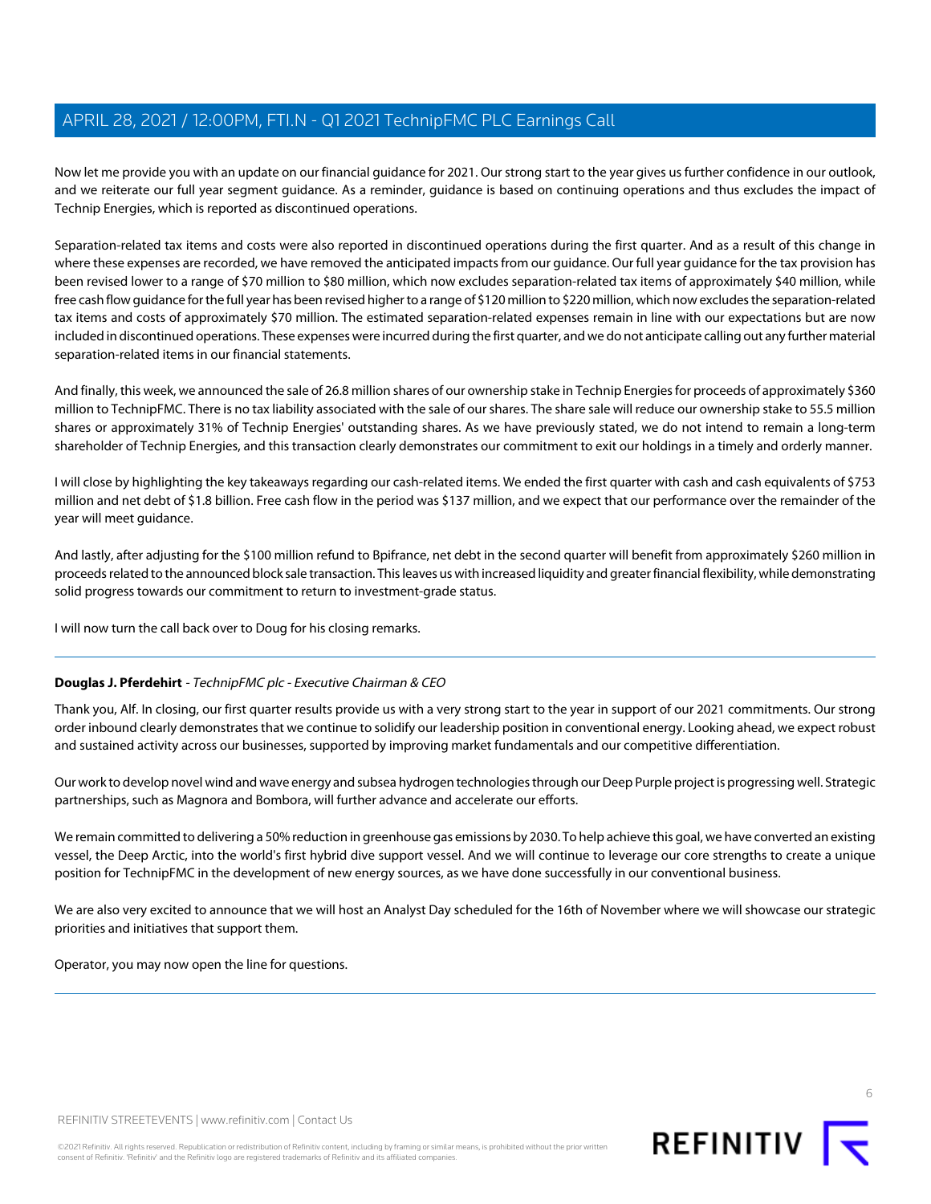Now let me provide you with an update on our financial guidance for 2021. Our strong start to the year gives us further confidence in our outlook, and we reiterate our full year segment guidance. As a reminder, guidance is based on continuing operations and thus excludes the impact of Technip Energies, which is reported as discontinued operations.

Separation-related tax items and costs were also reported in discontinued operations during the first quarter. And as a result of this change in where these expenses are recorded, we have removed the anticipated impacts from our guidance. Our full year guidance for the tax provision has been revised lower to a range of $70 million to $80 million, which now excludes separation-related tax items of approximately $40 million, while free cash flow guidance for the full year has been revised higher to a range of $120 million to $220 million, which now excludes the separation-related tax items and costs of approximately $70 million. The estimated separation-related expenses remain in line with our expectations but are now included in discontinued operations. These expenses were incurred during the first quarter, and we do not anticipate calling out any further material separation-related items in our financial statements.

And finally, this week, we announced the sale of 26.8 million shares of our ownership stake in Technip Energies for proceeds of approximately $360 million to TechnipFMC. There is no tax liability associated with the sale of our shares. The share sale will reduce our ownership stake to 55.5 million shares or approximately 31% of Technip Energies' outstanding shares. As we have previously stated, we do not intend to remain a long-term shareholder of Technip Energies, and this transaction clearly demonstrates our commitment to exit our holdings in a timely and orderly manner.

I will close by highlighting the key takeaways regarding our cash-related items. We ended the first quarter with cash and cash equivalents of $753 million and net debt of $1.8 billion. Free cash flow in the period was $137 million, and we expect that our performance over the remainder of the year will meet guidance.

And lastly, after adjusting for the $100 million refund to Bpifrance, net debt in the second quarter will benefit from approximately $260 million in proceeds related to the announced block sale transaction. This leaves us with increased liquidity and greater financial flexibility, while demonstrating solid progress towards our commitment to return to investment-grade status.

I will now turn the call back over to Doug for his closing remarks.

---

**Douglas J. Pferdehirt** - *TechnipFMC plc - Executive Chairman & CEO*

Thank you, Alf. In closing, our first quarter results provide us with a very strong start to the year in support of our 2021 commitments. Our strong order inbound clearly demonstrates that we continue to solidify our leadership position in conventional energy. Looking ahead, we expect robust and sustained activity across our businesses, supported by improving market fundamentals and our competitive differentiation.

Our work to develop novel wind and wave energy and subsea hydrogen technologies through our Deep Purple project is progressing well. Strategic partnerships, such as Magnora and Bombora, will further advance and accelerate our efforts.

We remain committed to delivering a 50% reduction in greenhouse gas emissions by 2030. To help achieve this goal, we have converted an existing vessel, the Deep Arctic, into the world's first hybrid dive support vessel. And we will continue to leverage our core strengths to create a unique position for TechnipFMC in the development of new energy sources, as we have done successfully in our conventional business.

We are also very excited to announce that we will host an Analyst Day scheduled for the 16th of November where we will showcase our strategic priorities and initiatives that support them.

Operator, you may now open the line for questions.

---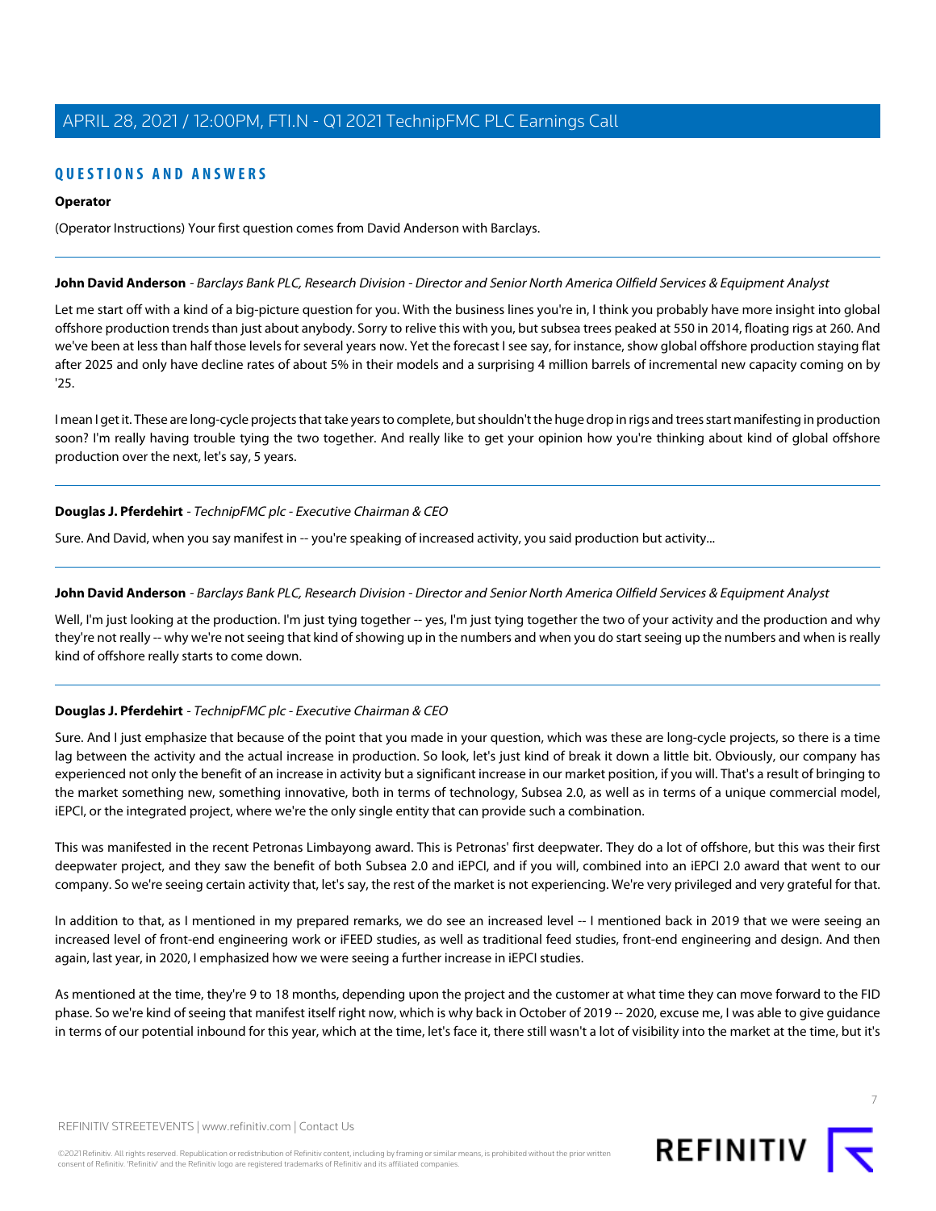## QUESTIONS AND ANSWERS

**Operator**

(Operator Instructions) Your first question comes from David Anderson with Barclays.

---

**John David Anderson** - *Barclays Bank PLC, Research Division - Director and Senior North America Oilfield Services & Equipment Analyst*

Let me start off with a kind of a big-picture question for you. With the business lines you're in, I think you probably have more insight into global offshore production trends than just about anybody. Sorry to relive this with you, but subsea trees peaked at 550 in 2014, floating rigs at 260. And we've been at less than half those levels for several years now. Yet the forecast I see say, for instance, show global offshore production staying flat after 2025 and only have decline rates of about 5% in their models and a surprising 4 million barrels of incremental new capacity coming on by '25.

I mean I get it. These are long-cycle projects that take years to complete, but shouldn't the huge drop in rigs and trees start manifesting in production soon? I'm really having trouble tying the two together. And really like to get your opinion how you're thinking about kind of global offshore production over the next, let's say, 5 years.

---

**Douglas J. Pferdehirt** - *TechnipFMC plc - Executive Chairman & CEO*

Sure. And David, when you say manifest in -- you're speaking of increased activity, you said production but activity...

---

**John David Anderson** - *Barclays Bank PLC, Research Division - Director and Senior North America Oilfield Services & Equipment Analyst*

Well, I'm just looking at the production. I'm just tying together -- yes, I'm just tying together the two of your activity and the production and why they're not really -- why we're not seeing that kind of showing up in the numbers and when you do start seeing up the numbers and when is really kind of offshore really starts to come down.

---

**Douglas J. Pferdehirt** - *TechnipFMC plc - Executive Chairman & CEO*

Sure. And I just emphasize that because of the point that you made in your question, which was these are long-cycle projects, so there is a time lag between the activity and the actual increase in production. So look, let's just kind of break it down a little bit. Obviously, our company has experienced not only the benefit of an increase in activity but a significant increase in our market position, if you will. That's a result of bringing to the market something new, something innovative, both in terms of technology, Subsea 2.0, as well as in terms of a unique commercial model, iEPCI, or the integrated project, where we're the only single entity that can provide such a combination.

This was manifested in the recent Petronas Limbayong award. This is Petronas' first deepwater. They do a lot of offshore, but this was their first deepwater project, and they saw the benefit of both Subsea 2.0 and iEPCI, and if you will, combined into an iEPCI 2.0 award that went to our company. So we're seeing certain activity that, let's say, the rest of the market is not experiencing. We're very privileged and very grateful for that.

In addition to that, as I mentioned in my prepared remarks, we do see an increased level -- I mentioned back in 2019 that we were seeing an increased level of front-end engineering work or iFEED studies, as well as traditional feed studies, front-end engineering and design. And then again, last year, in 2020, I emphasized how we were seeing a further increase in iEPCI studies.

As mentioned at the time, they're 9 to 18 months, depending upon the project and the customer at what time they can move forward to the FID phase. So we're kind of seeing that manifest itself right now, which is why back in October of 2019 -- 2020, excuse me, I was able to give guidance in terms of our potential inbound for this year, which at the time, let's face it, there still wasn't a lot of visibility into the market at the time, but it's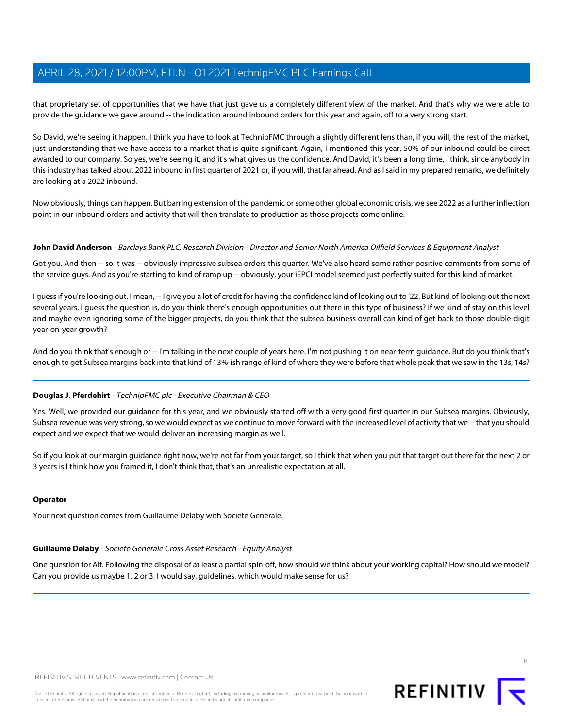that proprietary set of opportunities that we have that just gave us a completely different view of the market. And that's why we were able to provide the guidance we gave around -- the indication around inbound orders for this year and again, off to a very strong start.

So David, we're seeing it happen. I think you have to look at TechnipFMC through a slightly different lens than, if you will, the rest of the market, just understanding that we have access to a market that is quite significant. Again, I mentioned this year, 50% of our inbound could be direct awarded to our company. So yes, we're seeing it, and it's what gives us the confidence. And David, it's been a long time, I think, since anybody in this industry has talked about 2022 inbound in first quarter of 2021 or, if you will, that far ahead. And as I said in my prepared remarks, we definitely are looking at a 2022 inbound.

Now obviously, things can happen. But barring extension of the pandemic or some other global economic crisis, we see 2022 as a further inflection point in our inbound orders and activity that will then translate to production as those projects come online.

---

**John David Anderson** - *Barclays Bank PLC, Research Division - Director and Senior North America Oilfield Services & Equipment Analyst*

Got you. And then -- so it was -- obviously impressive subsea orders this quarter. We've also heard some rather positive comments from some of the service guys. And as you're starting to kind of ramp up -- obviously, your iEPCI model seemed just perfectly suited for this kind of market.

I guess if you're looking out, I mean, -- I give you a lot of credit for having the confidence kind of looking out to '22. But kind of looking out the next several years, I guess the question is, do you think there's enough opportunities out there in this type of business? If we kind of stay on this level and maybe even ignoring some of the bigger projects, do you think that the subsea business overall can kind of get back to those double-digit year-on-year growth?

And do you think that's enough or -- I'm talking in the next couple of years here. I'm not pushing it on near-term guidance. But do you think that's enough to get Subsea margins back into that kind of 13%-ish range of kind of where they were before that whole peak that we saw in the 13s, 14s?

---

**Douglas J. Pferdehirt** - *TechnipFMC plc - Executive Chairman & CEO*

Yes. Well, we provided our guidance for this year, and we obviously started off with a very good first quarter in our Subsea margins. Obviously, Subsea revenue was very strong, so we would expect as we continue to move forward with the increased level of activity that we -- that you should expect and we expect that we would deliver an increasing margin as well.

So if you look at our margin guidance right now, we're not far from your target, so I think that when you put that target out there for the next 2 or 3 years is I think how you framed it, I don't think that, that's an unrealistic expectation at all.

---

**Operator**

Your next question comes from Guillaume Delaby with Societe Generale.

---

**Guillaume Delaby** - *Societe Generale Cross Asset Research - Equity Analyst*

One question for Alf. Following the disposal of at least a partial spin-off, how should we think about your working capital? How should we model? Can you provide us maybe 1, 2 or 3, I would say, guidelines, which would make sense for us?

---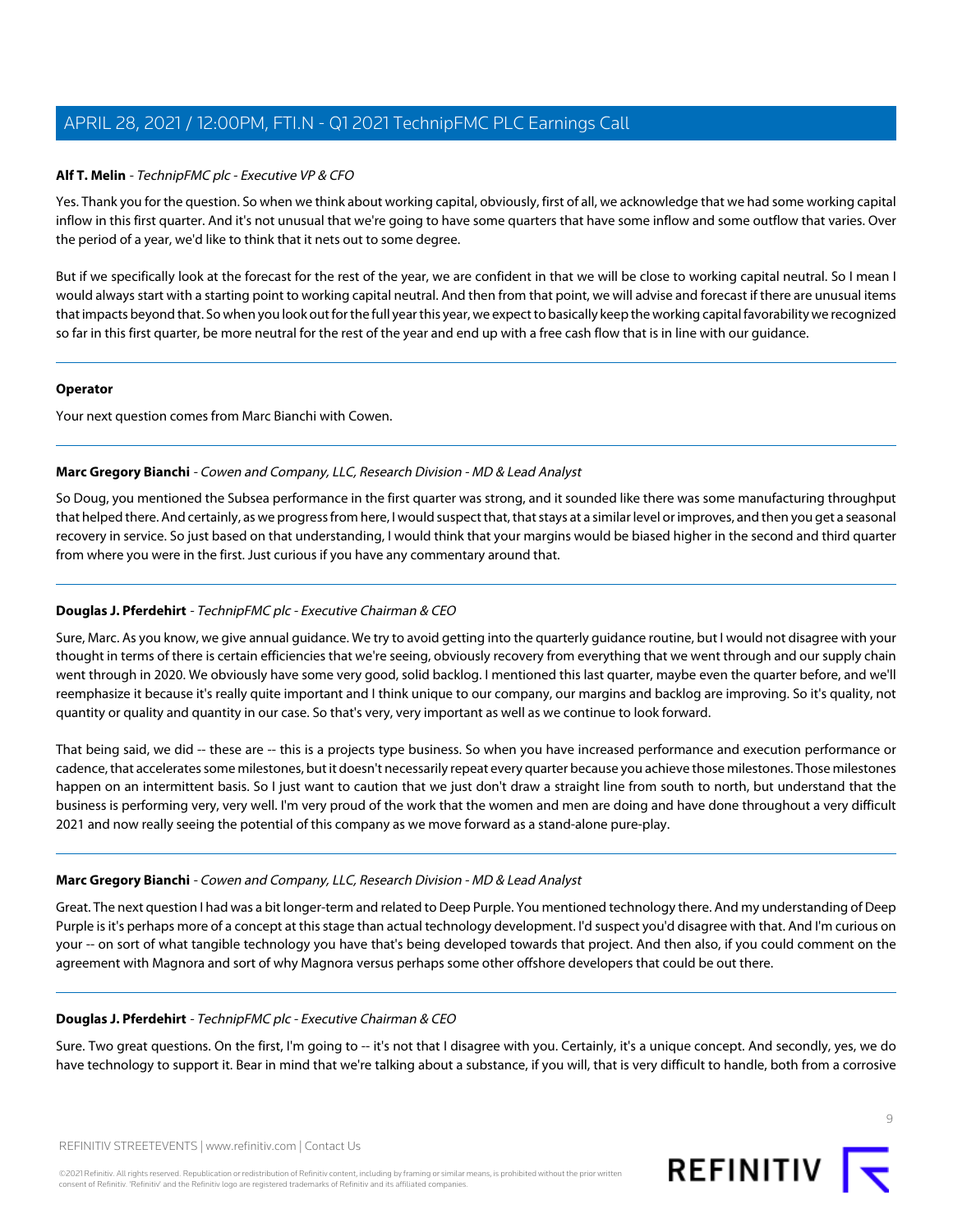**Alf T. Melin** - *TechnipFMC plc - Executive VP & CFO*

Yes. Thank you for the question. So when we think about working capital, obviously, first of all, we acknowledge that we had some working capital inflow in this first quarter. And it's not unusual that we're going to have some quarters that have some inflow and some outflow that varies. Over the period of a year, we'd like to think that it nets out to some degree.

But if we specifically look at the forecast for the rest of the year, we are confident in that we will be close to working capital neutral. So I mean I would always start with a starting point to working capital neutral. And then from that point, we will advise and forecast if there are unusual items that impacts beyond that. So when you look out for the full year this year, we expect to basically keep the working capital favorability we recognized so far in this first quarter, be more neutral for the rest of the year and end up with a free cash flow that is in line with our guidance.

---

**Operator**

Your next question comes from Marc Bianchi with Cowen.

---

**Marc Gregory Bianchi** - *Cowen and Company, LLC, Research Division - MD & Lead Analyst*

So Doug, you mentioned the Subsea performance in the first quarter was strong, and it sounded like there was some manufacturing throughput that helped there. And certainly, as we progress from here, I would suspect that, that stays at a similar level or improves, and then you get a seasonal recovery in service. So just based on that understanding, I would think that your margins would be biased higher in the second and third quarter from where you were in the first. Just curious if you have any commentary around that.

---

**Douglas J. Pferdehirt** - *TechnipFMC plc - Executive Chairman & CEO*

Sure, Marc. As you know, we give annual guidance. We try to avoid getting into the quarterly guidance routine, but I would not disagree with your thought in terms of there is certain efficiencies that we're seeing, obviously recovery from everything that we went through and our supply chain went through in 2020. We obviously have some very good, solid backlog. I mentioned this last quarter, maybe even the quarter before, and we'll reemphasize it because it's really quite important and I think unique to our company, our margins and backlog are improving. So it's quality, not quantity or quality and quantity in our case. So that's very, very important as well as we continue to look forward.

That being said, we did -- these are -- this is a projects type business. So when you have increased performance and execution performance or cadence, that accelerates some milestones, but it doesn't necessarily repeat every quarter because you achieve those milestones. Those milestones happen on an intermittent basis. So I just want to caution that we just don't draw a straight line from south to north, but understand that the business is performing very, very well. I'm very proud of the work that the women and men are doing and have done throughout a very difficult 2021 and now really seeing the potential of this company as we move forward as a stand-alone pure-play.

---

**Marc Gregory Bianchi** - *Cowen and Company, LLC, Research Division - MD & Lead Analyst*

Great. The next question I had was a bit longer-term and related to Deep Purple. You mentioned technology there. And my understanding of Deep Purple is it's perhaps more of a concept at this stage than actual technology development. I'd suspect you'd disagree with that. And I'm curious on your -- on sort of what tangible technology you have that's being developed towards that project. And then also, if you could comment on the agreement with Magnora and sort of why Magnora versus perhaps some other offshore developers that could be out there.

---

**Douglas J. Pferdehirt** - *TechnipFMC plc - Executive Chairman & CEO*

Sure. Two great questions. On the first, I'm going to -- it's not that I disagree with you. Certainly, it's a unique concept. And secondly, yes, we do have technology to support it. Bear in mind that we're talking about a substance, if you will, that is very difficult to handle, both from a corrosive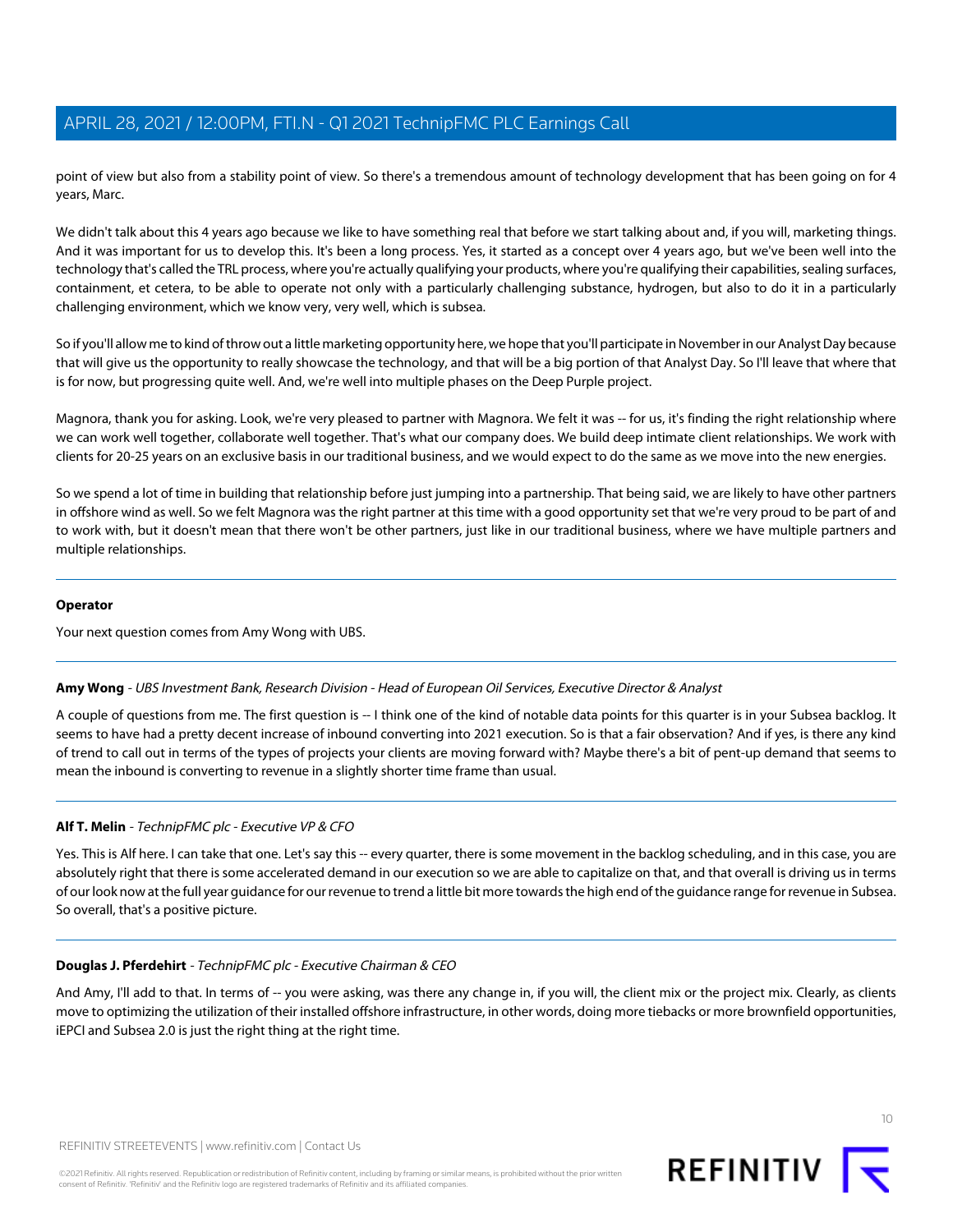point of view but also from a stability point of view. So there's a tremendous amount of technology development that has been going on for 4 years, Marc.

We didn't talk about this 4 years ago because we like to have something real that before we start talking about and, if you will, marketing things. And it was important for us to develop this. It's been a long process. Yes, it started as a concept over 4 years ago, but we've been well into the technology that's called the TRL process, where you're actually qualifying your products, where you're qualifying their capabilities, sealing surfaces, containment, et cetera, to be able to operate not only with a particularly challenging substance, hydrogen, but also to do it in a particularly challenging environment, which we know very, very well, which is subsea.

So if you'll allow me to kind of throw out a little marketing opportunity here, we hope that you'll participate in November in our Analyst Day because that will give us the opportunity to really showcase the technology, and that will be a big portion of that Analyst Day. So I'll leave that where that is for now, but progressing quite well. And, we're well into multiple phases on the Deep Purple project.

Magnora, thank you for asking. Look, we're very pleased to partner with Magnora. We felt it was -- for us, it's finding the right relationship where we can work well together, collaborate well together. That's what our company does. We build deep intimate client relationships. We work with clients for 20-25 years on an exclusive basis in our traditional business, and we would expect to do the same as we move into the new energies.

So we spend a lot of time in building that relationship before just jumping into a partnership. That being said, we are likely to have other partners in offshore wind as well. So we felt Magnora was the right partner at this time with a good opportunity set that we're very proud to be part of and to work with, but it doesn't mean that there won't be other partners, just like in our traditional business, where we have multiple partners and multiple relationships.

---

**Operator**

Your next question comes from Amy Wong with UBS.

---

**Amy Wong** - *UBS Investment Bank, Research Division - Head of European Oil Services, Executive Director & Analyst*

A couple of questions from me. The first question is -- I think one of the kind of notable data points for this quarter is in your Subsea backlog. It seems to have had a pretty decent increase of inbound converting into 2021 execution. So is that a fair observation? And if yes, is there any kind of trend to call out in terms of the types of projects your clients are moving forward with? Maybe there's a bit of pent-up demand that seems to mean the inbound is converting to revenue in a slightly shorter time frame than usual.

---

**Alf T. Melin** - *TechnipFMC plc - Executive VP & CFO*

Yes. This is Alf here. I can take that one. Let's say this -- every quarter, there is some movement in the backlog scheduling, and in this case, you are absolutely right that there is some accelerated demand in our execution so we are able to capitalize on that, and that overall is driving us in terms of our look now at the full year guidance for our revenue to trend a little bit more towards the high end of the guidance range for revenue in Subsea. So overall, that's a positive picture.

---

**Douglas J. Pferdehirt** - *TechnipFMC plc - Executive Chairman & CEO*

And Amy, I'll add to that. In terms of -- you were asking, was there any change in, if you will, the client mix or the project mix. Clearly, as clients move to optimizing the utilization of their installed offshore infrastructure, in other words, doing more tiebacks or more brownfield opportunities, iEPCI and Subsea 2.0 is just the right thing at the right time.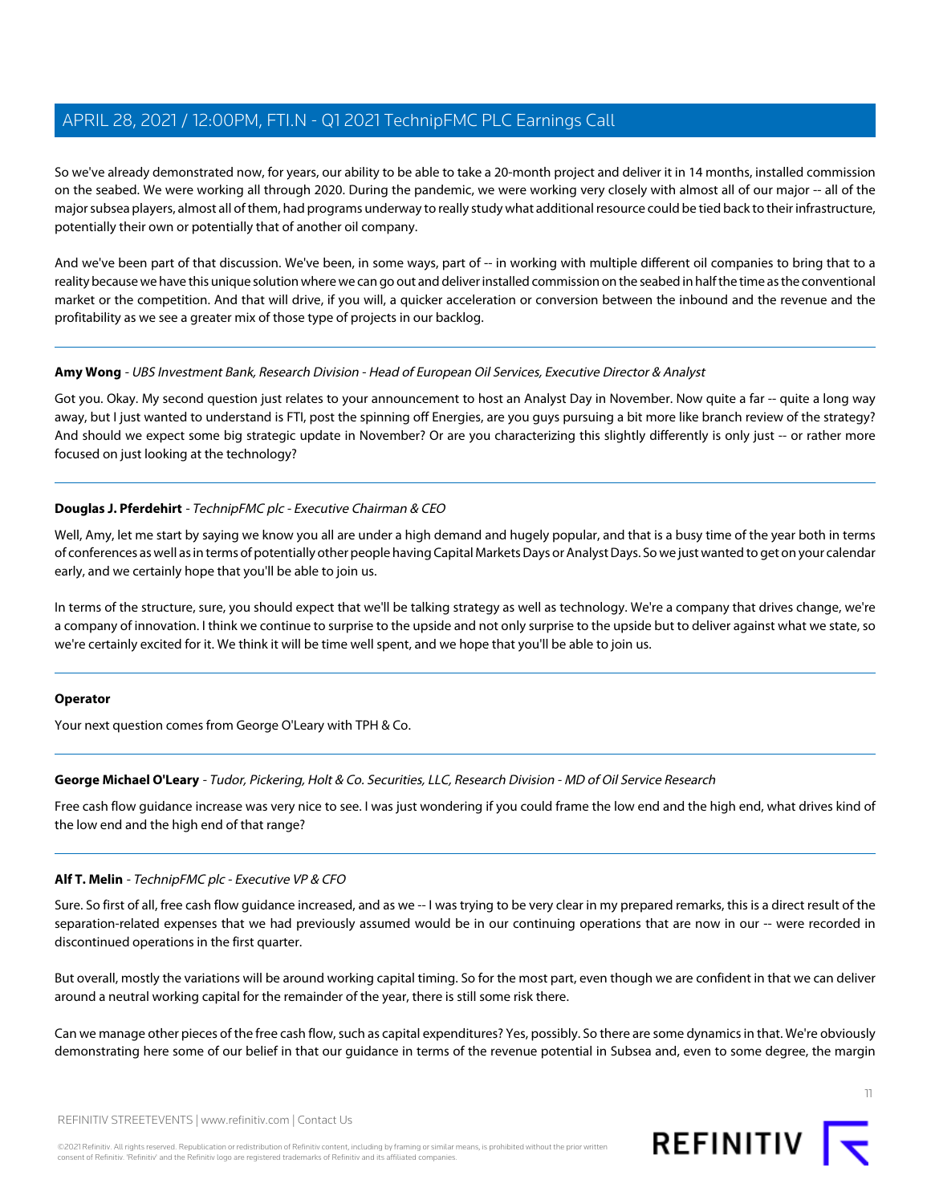So we've already demonstrated now, for years, our ability to be able to take a 20-month project and deliver it in 14 months, installed commission on the seabed. We were working all through 2020. During the pandemic, we were working very closely with almost all of our major -- all of the major subsea players, almost all of them, had programs underway to really study what additional resource could be tied back to their infrastructure, potentially their own or potentially that of another oil company.

And we've been part of that discussion. We've been, in some ways, part of -- in working with multiple different oil companies to bring that to a reality because we have this unique solution where we can go out and deliver installed commission on the seabed in half the time as the conventional market or the competition. And that will drive, if you will, a quicker acceleration or conversion between the inbound and the revenue and the profitability as we see a greater mix of those type of projects in our backlog.

---

**Amy Wong** - *UBS Investment Bank, Research Division - Head of European Oil Services, Executive Director & Analyst*

Got you. Okay. My second question just relates to your announcement to host an Analyst Day in November. Now quite a far -- quite a long way away, but I just wanted to understand is FTI, post the spinning off Energies, are you guys pursuing a bit more like branch review of the strategy? And should we expect some big strategic update in November? Or are you characterizing this slightly differently is only just -- or rather more focused on just looking at the technology?

---

**Douglas J. Pferdehirt** - *TechnipFMC plc - Executive Chairman & CEO*

Well, Amy, let me start by saying we know you all are under a high demand and hugely popular, and that is a busy time of the year both in terms of conferences as well as in terms of potentially other people having Capital Markets Days or Analyst Days. So we just wanted to get on your calendar early, and we certainly hope that you'll be able to join us.

In terms of the structure, sure, you should expect that we'll be talking strategy as well as technology. We're a company that drives change, we're a company of innovation. I think we continue to surprise to the upside and not only surprise to the upside but to deliver against what we state, so we're certainly excited for it. We think it will be time well spent, and we hope that you'll be able to join us.

---

**Operator**

Your next question comes from George O'Leary with TPH & Co.

---

**George Michael O'Leary** - *Tudor, Pickering, Holt & Co. Securities, LLC, Research Division - MD of Oil Service Research*

Free cash flow guidance increase was very nice to see. I was just wondering if you could frame the low end and the high end, what drives kind of the low end and the high end of that range?

---

**Alf T. Melin** - *TechnipFMC plc - Executive VP & CFO*

Sure. So first of all, free cash flow guidance increased, and as we -- I was trying to be very clear in my prepared remarks, this is a direct result of the separation-related expenses that we had previously assumed would be in our continuing operations that are now in our -- were recorded in discontinued operations in the first quarter.

But overall, mostly the variations will be around working capital timing. So for the most part, even though we are confident in that we can deliver around a neutral working capital for the remainder of the year, there is still some risk there.

Can we manage other pieces of the free cash flow, such as capital expenditures? Yes, possibly. So there are some dynamics in that. We're obviously demonstrating here some of our belief in that our guidance in terms of the revenue potential in Subsea and, even to some degree, the margin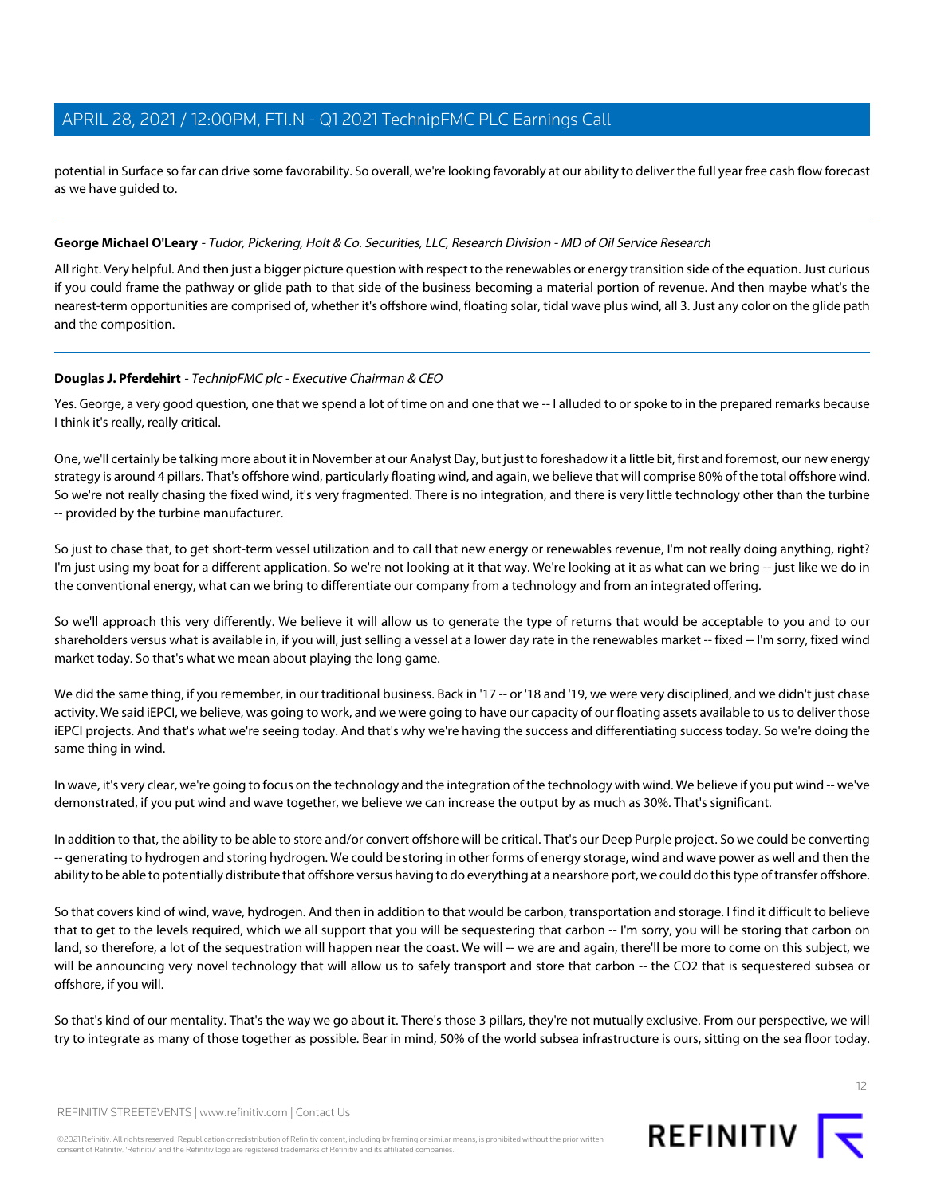potential in Surface so far can drive some favorability. So overall, we're looking favorably at our ability to deliver the full year free cash flow forecast as we have guided to.

---

**George Michael O'Leary** - *Tudor, Pickering, Holt & Co. Securities, LLC, Research Division - MD of Oil Service Research*

All right. Very helpful. And then just a bigger picture question with respect to the renewables or energy transition side of the equation. Just curious if you could frame the pathway or glide path to that side of the business becoming a material portion of revenue. And then maybe what's the nearest-term opportunities are comprised of, whether it's offshore wind, floating solar, tidal wave plus wind, all 3. Just any color on the glide path and the composition.

---

**Douglas J. Pferdehirt** - *TechnipFMC plc - Executive Chairman & CEO*

Yes. George, a very good question, one that we spend a lot of time on and one that we -- I alluded to or spoke to in the prepared remarks because I think it's really, really critical.

One, we'll certainly be talking more about it in November at our Analyst Day, but just to foreshadow it a little bit, first and foremost, our new energy strategy is around 4 pillars. That's offshore wind, particularly floating wind, and again, we believe that will comprise 80% of the total offshore wind. So we're not really chasing the fixed wind, it's very fragmented. There is no integration, and there is very little technology other than the turbine -- provided by the turbine manufacturer.

So just to chase that, to get short-term vessel utilization and to call that new energy or renewables revenue, I'm not really doing anything, right? I'm just using my boat for a different application. So we're not looking at it that way. We're looking at it as what can we bring -- just like we do in the conventional energy, what can we bring to differentiate our company from a technology and from an integrated offering.

So we'll approach this very differently. We believe it will allow us to generate the type of returns that would be acceptable to you and to our shareholders versus what is available in, if you will, just selling a vessel at a lower day rate in the renewables market -- fixed -- I'm sorry, fixed wind market today. So that's what we mean about playing the long game.

We did the same thing, if you remember, in our traditional business. Back in '17 -- or '18 and '19, we were very disciplined, and we didn't just chase activity. We said iEPCI, we believe, was going to work, and we were going to have our capacity of our floating assets available to us to deliver those iEPCI projects. And that's what we're seeing today. And that's why we're having the success and differentiating success today. So we're doing the same thing in wind.

In wave, it's very clear, we're going to focus on the technology and the integration of the technology with wind. We believe if you put wind -- we've demonstrated, if you put wind and wave together, we believe we can increase the output by as much as 30%. That's significant.

In addition to that, the ability to be able to store and/or convert offshore will be critical. That's our Deep Purple project. So we could be converting -- generating to hydrogen and storing hydrogen. We could be storing in other forms of energy storage, wind and wave power as well and then the ability to be able to potentially distribute that offshore versus having to do everything at a nearshore port, we could do this type of transfer offshore.

So that covers kind of wind, wave, hydrogen. And then in addition to that would be carbon, transportation and storage. I find it difficult to believe that to get to the levels required, which we all support that you will be sequestering that carbon -- I'm sorry, you will be storing that carbon on land, so therefore, a lot of the sequestration will happen near the coast. We will -- we are and again, there'll be more to come on this subject, we will be announcing very novel technology that will allow us to safely transport and store that carbon -- the $CO_2$ that is sequestered subsea or offshore, if you will.

So that's kind of our mentality. That's the way we go about it. There's those 3 pillars, they're not mutually exclusive. From our perspective, we will try to integrate as many of those together as possible. Bear in mind, 50% of the world subsea infrastructure is ours, sitting on the sea floor today.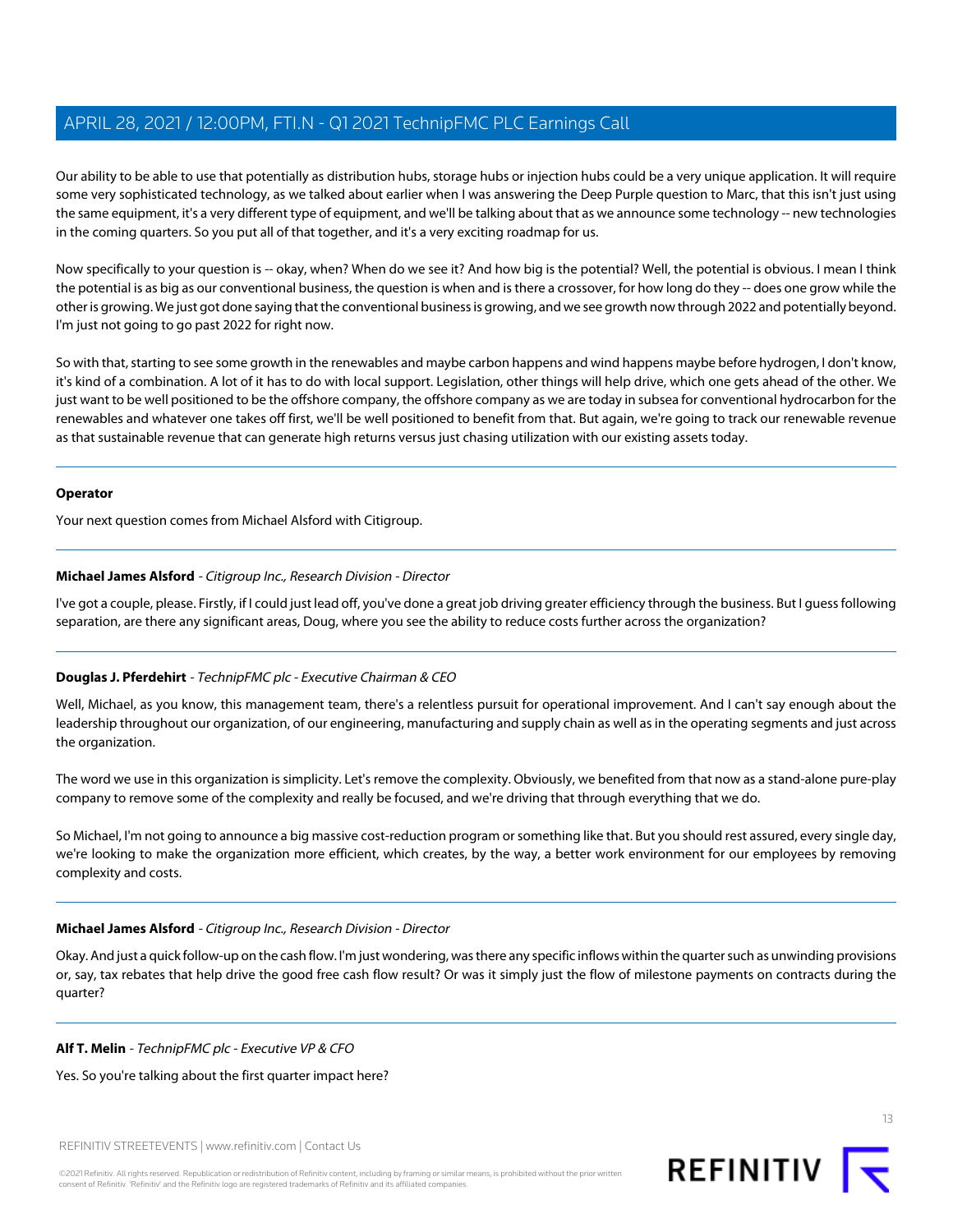Our ability to be able to use that potentially as distribution hubs, storage hubs or injection hubs could be a very unique application. It will require some very sophisticated technology, as we talked about earlier when I was answering the Deep Purple question to Marc, that this isn't just using the same equipment, it's a very different type of equipment, and we'll be talking about that as we announce some technology -- new technologies in the coming quarters. So you put all of that together, and it's a very exciting roadmap for us.

Now specifically to your question is -- okay, when? When do we see it? And how big is the potential? Well, the potential is obvious. I mean I think the potential is as big as our conventional business, the question is when and is there a crossover, for how long do they -- does one grow while the other is growing. We just got done saying that the conventional business is growing, and we see growth now through 2022 and potentially beyond. I'm just not going to go past 2022 for right now.

So with that, starting to see some growth in the renewables and maybe carbon happens and wind happens maybe before hydrogen, I don't know, it's kind of a combination. A lot of it has to do with local support. Legislation, other things will help drive, which one gets ahead of the other. We just want to be well positioned to be the offshore company, the offshore company as we are today in subsea for conventional hydrocarbon for the renewables and whatever one takes off first, we'll be well positioned to benefit from that. But again, we're going to track our renewable revenue as that sustainable revenue that can generate high returns versus just chasing utilization with our existing assets today.

---

**Operator**

Your next question comes from Michael Alsford with Citigroup.

---

**Michael James Alsford** - *Citigroup Inc., Research Division - Director*

I've got a couple, please. Firstly, if I could just lead off, you've done a great job driving greater efficiency through the business. But I guess following separation, are there any significant areas, Doug, where you see the ability to reduce costs further across the organization?

---

**Douglas J. Pferdehirt** - *TechnipFMC plc - Executive Chairman & CEO*

Well, Michael, as you know, this management team, there's a relentless pursuit for operational improvement. And I can't say enough about the leadership throughout our organization, of our engineering, manufacturing and supply chain as well as in the operating segments and just across the organization.

The word we use in this organization is simplicity. Let's remove the complexity. Obviously, we benefited from that now as a stand-alone pure-play company to remove some of the complexity and really be focused, and we're driving that through everything that we do.

So Michael, I'm not going to announce a big massive cost-reduction program or something like that. But you should rest assured, every single day, we're looking to make the organization more efficient, which creates, by the way, a better work environment for our employees by removing complexity and costs.

---

**Michael James Alsford** - *Citigroup Inc., Research Division - Director*

Okay. And just a quick follow-up on the cash flow. I'm just wondering, was there any specific inflows within the quarter such as unwinding provisions or, say, tax rebates that help drive the good free cash flow result? Or was it simply just the flow of milestone payments on contracts during the quarter?

---

**Alf T. Melin** - *TechnipFMC plc - Executive VP & CFO*

Yes. So you're talking about the first quarter impact here?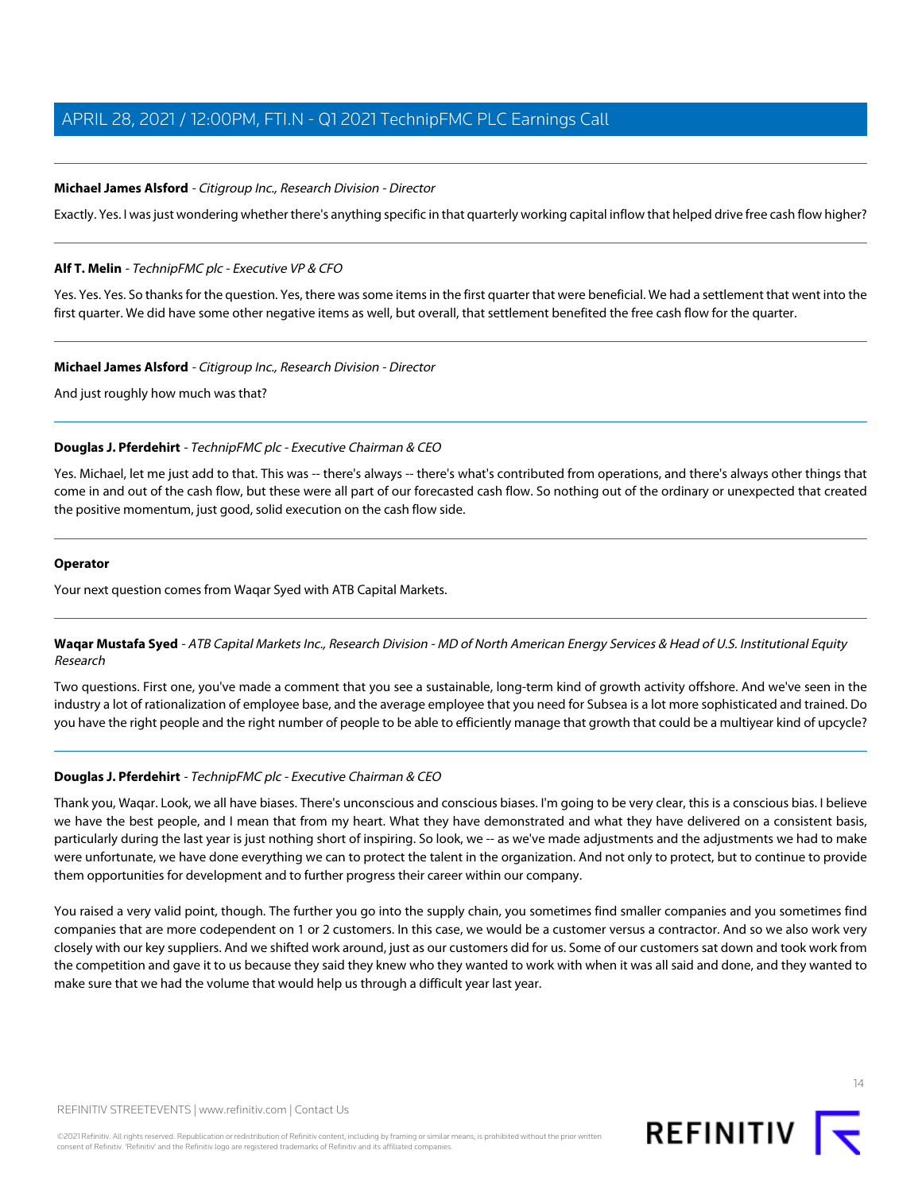**Michael James Alsford** - *Citigroup Inc., Research Division - Director*

Exactly. Yes. I was just wondering whether there's anything specific in that quarterly working capital inflow that helped drive free cash flow higher?

---

**Alf T. Melin** - *TechnipFMC plc - Executive VP & CFO*

Yes. Yes. Yes. So thanks for the question. Yes, there was some items in the first quarter that were beneficial. We had a settlement that went into the first quarter. We did have some other negative items as well, but overall, that settlement benefited the free cash flow for the quarter.

---

**Michael James Alsford** - *Citigroup Inc., Research Division - Director*

And just roughly how much was that?

---

**Douglas J. Pferdehirt** - *TechnipFMC plc - Executive Chairman & CEO*

Yes. Michael, let me just add to that. This was -- there's always -- there's what's contributed from operations, and there's always other things that come in and out of the cash flow, but these were all part of our forecasted cash flow. So nothing out of the ordinary or unexpected that created the positive momentum, just good, solid execution on the cash flow side.

---

**Operator**

Your next question comes from Waqar Syed with ATB Capital Markets.

---

**Waqar Mustafa Syed** - *ATB Capital Markets Inc., Research Division - MD of North American Energy Services & Head of U.S. Institutional Equity Research*

Two questions. First one, you've made a comment that you see a sustainable, long-term kind of growth activity offshore. And we've seen in the industry a lot of rationalization of employee base, and the average employee that you need for Subsea is a lot more sophisticated and trained. Do you have the right people and the right number of people to be able to efficiently manage that growth that could be a multiyear kind of upcycle?

---

**Douglas J. Pferdehirt** - *TechnipFMC plc - Executive Chairman & CEO*

Thank you, Waqar. Look, we all have biases. There's unconscious and conscious biases. I'm going to be very clear, this is a conscious bias. I believe we have the best people, and I mean that from my heart. What they have demonstrated and what they have delivered on a consistent basis, particularly during the last year is just nothing short of inspiring. So look, we -- as we've made adjustments and the adjustments we had to make were unfortunate, we have done everything we can to protect the talent in the organization. And not only to protect, but to continue to provide them opportunities for development and to further progress their career within our company.

You raised a very valid point, though. The further you go into the supply chain, you sometimes find smaller companies and you sometimes find companies that are more codependent on 1 or 2 customers. In this case, we would be a customer versus a contractor. And so we also work very closely with our key suppliers. And we shifted work around, just as our customers did for us. Some of our customers sat down and took work from the competition and gave it to us because they said they knew who they wanted to work with when it was all said and done, and they wanted to make sure that we had the volume that would help us through a difficult year last year.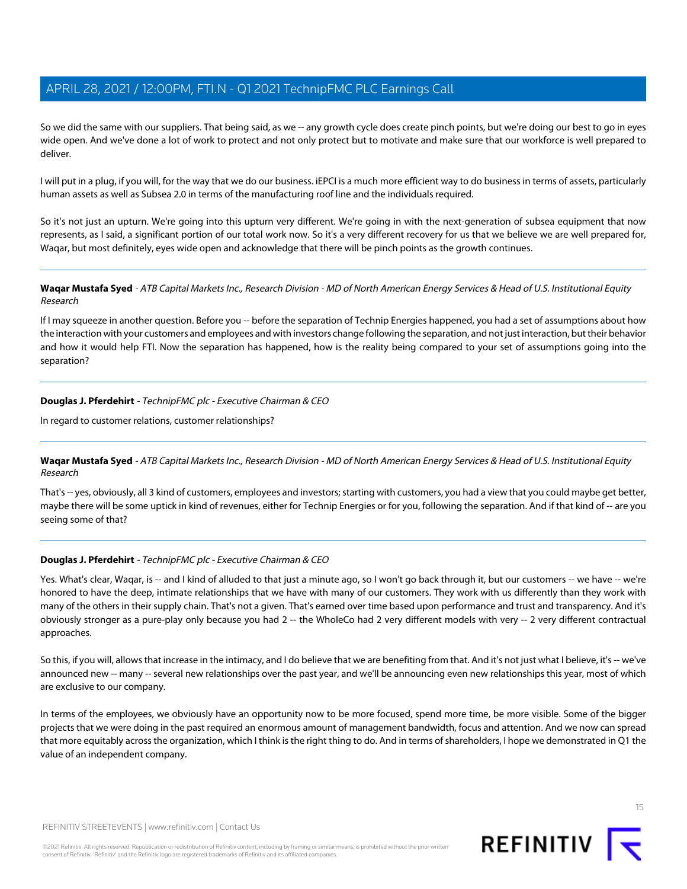So we did the same with our suppliers. That being said, as we -- any growth cycle does create pinch points, but we're doing our best to go in eyes wide open. And we've done a lot of work to protect and not only protect but to motivate and make sure that our workforce is well prepared to deliver.

I will put in a plug, if you will, for the way that we do our business. iEPCI is a much more efficient way to do business in terms of assets, particularly human assets as well as Subsea 2.0 in terms of the manufacturing roof line and the individuals required.

So it's not just an upturn. We're going into this upturn very different. We're going in with the next-generation of subsea equipment that now represents, as I said, a significant portion of our total work now. So it's a very different recovery for us that we believe we are well prepared for, Waqar, but most definitely, eyes wide open and acknowledge that there will be pinch points as the growth continues.

---

**Waqar Mustafa Syed** - *ATB Capital Markets Inc., Research Division - MD of North American Energy Services & Head of U.S. Institutional Equity Research*

If I may squeeze in another question. Before you -- before the separation of Technip Energies happened, you had a set of assumptions about how the interaction with your customers and employees and with investors change following the separation, and not just interaction, but their behavior and how it would help FTI. Now the separation has happened, how is the reality being compared to your set of assumptions going into the separation?

---

**Douglas J. Pferdehirt** - *TechnipFMC plc - Executive Chairman & CEO*

In regard to customer relations, customer relationships?

---

**Waqar Mustafa Syed** - *ATB Capital Markets Inc., Research Division - MD of North American Energy Services & Head of U.S. Institutional Equity Research*

That's -- yes, obviously, all 3 kind of customers, employees and investors; starting with customers, you had a view that you could maybe get better, maybe there will be some uptick in kind of revenues, either for Technip Energies or for you, following the separation. And if that kind of -- are you seeing some of that?

---

**Douglas J. Pferdehirt** - *TechnipFMC plc - Executive Chairman & CEO*

Yes. What's clear, Waqar, is -- and I kind of alluded to that just a minute ago, so I won't go back through it, but our customers -- we have -- we're honored to have the deep, intimate relationships that we have with many of our customers. They work with us differently than they work with many of the others in their supply chain. That's not a given. That's earned over time based upon performance and trust and transparency. And it's obviously stronger as a pure-play only because you had 2 -- the WholeCo had 2 very different models with very -- 2 very different contractual approaches.

So this, if you will, allows that increase in the intimacy, and I do believe that we are benefiting from that. And it's not just what I believe, it's -- we've announced new -- many -- several new relationships over the past year, and we'll be announcing even new relationships this year, most of which are exclusive to our company.

In terms of the employees, we obviously have an opportunity now to be more focused, spend more time, be more visible. Some of the bigger projects that we were doing in the past required an enormous amount of management bandwidth, focus and attention. And we now can spread that more equitably across the organization, which I think is the right thing to do. And in terms of shareholders, I hope we demonstrated in Q1 the value of an independent company.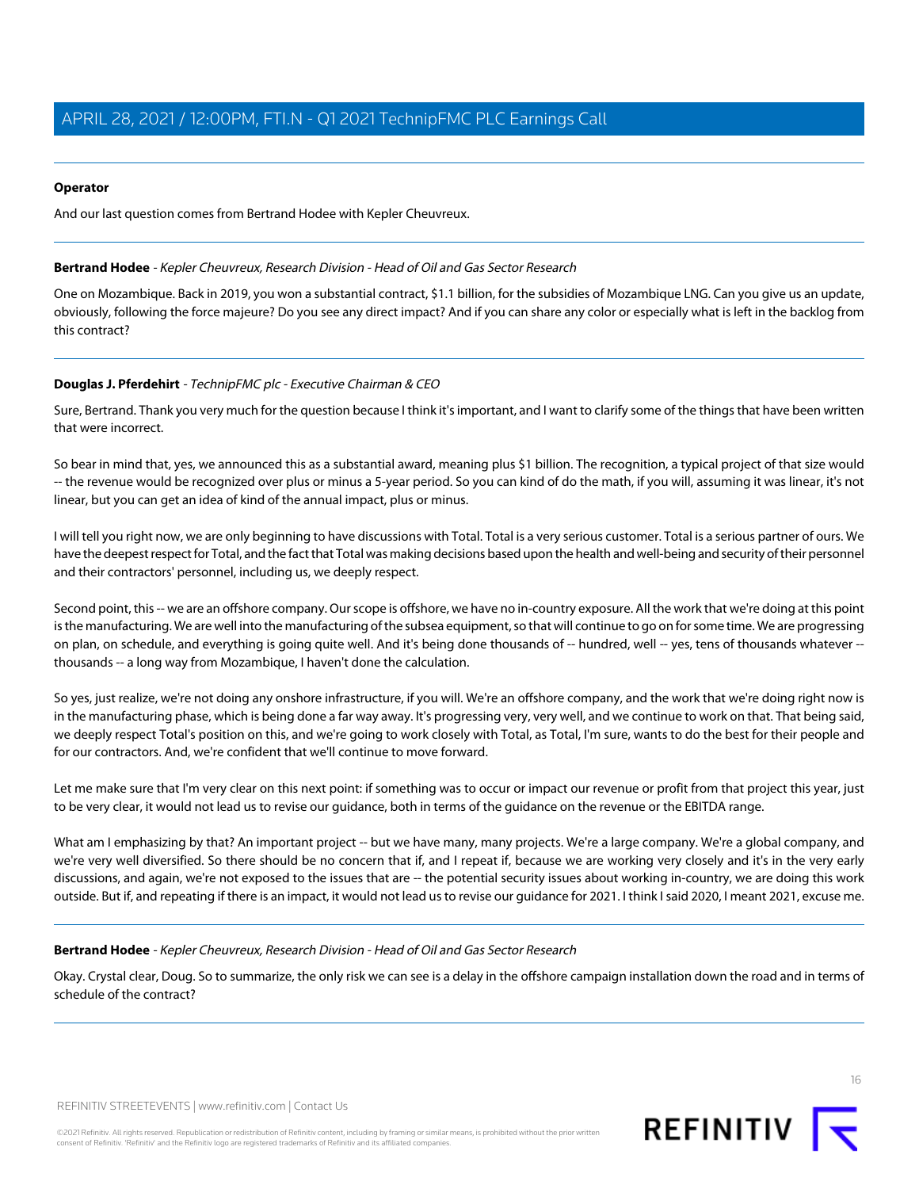**Operator**

And our last question comes from Bertrand Hodee with Kepler Cheuvreux.

---

**Bertrand Hodee** - *Kepler Cheuvreux, Research Division - Head of Oil and Gas Sector Research*

One on Mozambique. Back in 2019, you won a substantial contract, $1.1 billion, for the subsidies of Mozambique LNG. Can you give us an update, obviously, following the force majeure? Do you see any direct impact? And if you can share any color or especially what is left in the backlog from this contract?

---

**Douglas J. Pferdehirt** - *TechnipFMC plc - Executive Chairman & CEO*

Sure, Bertrand. Thank you very much for the question because I think it's important, and I want to clarify some of the things that have been written that were incorrect.

So bear in mind that, yes, we announced this as a substantial award, meaning plus $1 billion. The recognition, a typical project of that size would -- the revenue would be recognized over plus or minus a 5-year period. So you can kind of do the math, if you will, assuming it was linear, it's not linear, but you can get an idea of kind of the annual impact, plus or minus.

I will tell you right now, we are only beginning to have discussions with Total. Total is a very serious customer. Total is a serious partner of ours. We have the deepest respect for Total, and the fact that Total was making decisions based upon the health and well-being and security of their personnel and their contractors' personnel, including us, we deeply respect.

Second point, this -- we are an offshore company. Our scope is offshore, we have no in-country exposure. All the work that we're doing at this point is the manufacturing. We are well into the manufacturing of the subsea equipment, so that will continue to go on for some time. We are progressing on plan, on schedule, and everything is going quite well. And it's being done thousands of -- hundred, well -- yes, tens of thousands whatever -- thousands -- a long way from Mozambique, I haven't done the calculation.

So yes, just realize, we're not doing any onshore infrastructure, if you will. We're an offshore company, and the work that we're doing right now is in the manufacturing phase, which is being done a far way away. It's progressing very, very well, and we continue to work on that. That being said, we deeply respect Total's position on this, and we're going to work closely with Total, as Total, I'm sure, wants to do the best for their people and for our contractors. And, we're confident that we'll continue to move forward.

Let me make sure that I'm very clear on this next point: if something was to occur or impact our revenue or profit from that project this year, just to be very clear, it would not lead us to revise our guidance, both in terms of the guidance on the revenue or the EBITDA range.

What am I emphasizing by that? An important project -- but we have many, many projects. We're a large company. We're a global company, and we're very well diversified. So there should be no concern that if, and I repeat if, because we are working very closely and it's in the very early discussions, and again, we're not exposed to the issues that are -- the potential security issues about working in-country, we are doing this work outside. But if, and repeating if there is an impact, it would not lead us to revise our guidance for 2021. I think I said 2020, I meant 2021, excuse me.

---

**Bertrand Hodee** - *Kepler Cheuvreux, Research Division - Head of Oil and Gas Sector Research*

Okay. Crystal clear, Doug. So to summarize, the only risk we can see is a delay in the offshore campaign installation down the road and in terms of schedule of the contract?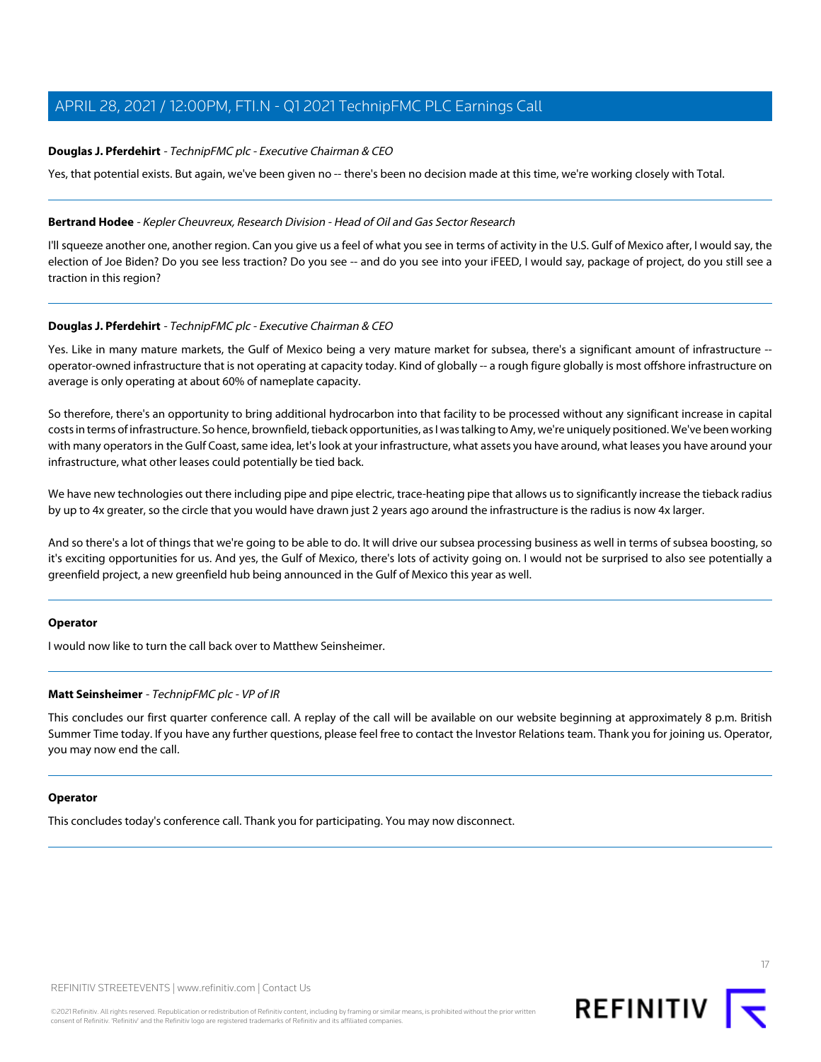**Douglas J. Pferdehirt** - *TechnipFMC plc - Executive Chairman & CEO*

Yes, that potential exists. But again, we've been given no -- there's been no decision made at this time, we're working closely with Total.

---

**Bertrand Hodee** - *Kepler Cheuvreux, Research Division - Head of Oil and Gas Sector Research*

I'll squeeze another one, another region. Can you give us a feel of what you see in terms of activity in the U.S. Gulf of Mexico after, I would say, the election of Joe Biden? Do you see less traction? Do you see -- and do you see into your iFEED, I would say, package of project, do you still see a traction in this region?

---

**Douglas J. Pferdehirt** - *TechnipFMC plc - Executive Chairman & CEO*

Yes. Like in many mature markets, the Gulf of Mexico being a very mature market for subsea, there's a significant amount of infrastructure -- operator-owned infrastructure that is not operating at capacity today. Kind of globally -- a rough figure globally is most offshore infrastructure on average is only operating at about 60% of nameplate capacity.

So therefore, there's an opportunity to bring additional hydrocarbon into that facility to be processed without any significant increase in capital costs in terms of infrastructure. So hence, brownfield, tieback opportunities, as I was talking to Amy, we're uniquely positioned. We've been working with many operators in the Gulf Coast, same idea, let's look at your infrastructure, what assets you have around, what leases you have around your infrastructure, what other leases could potentially be tied back.

We have new technologies out there including pipe and pipe electric, trace-heating pipe that allows us to significantly increase the tieback radius by up to 4x greater, so the circle that you would have drawn just 2 years ago around the infrastructure is the radius is now 4x larger.

And so there's a lot of things that we're going to be able to do. It will drive our subsea processing business as well in terms of subsea boosting, so it's exciting opportunities for us. And yes, the Gulf of Mexico, there's lots of activity going on. I would not be surprised to also see potentially a greenfield project, a new greenfield hub being announced in the Gulf of Mexico this year as well.

---

**Operator**

I would now like to turn the call back over to Matthew Seinsheimer.

---

**Matt Seinsheimer** - *TechnipFMC plc - VP of IR*

This concludes our first quarter conference call. A replay of the call will be available on our website beginning at approximately 8 p.m. British Summer Time today. If you have any further questions, please feel free to contact the Investor Relations team. Thank you for joining us. Operator, you may now end the call.

---

**Operator**

This concludes today's conference call. Thank you for participating. You may now disconnect.

---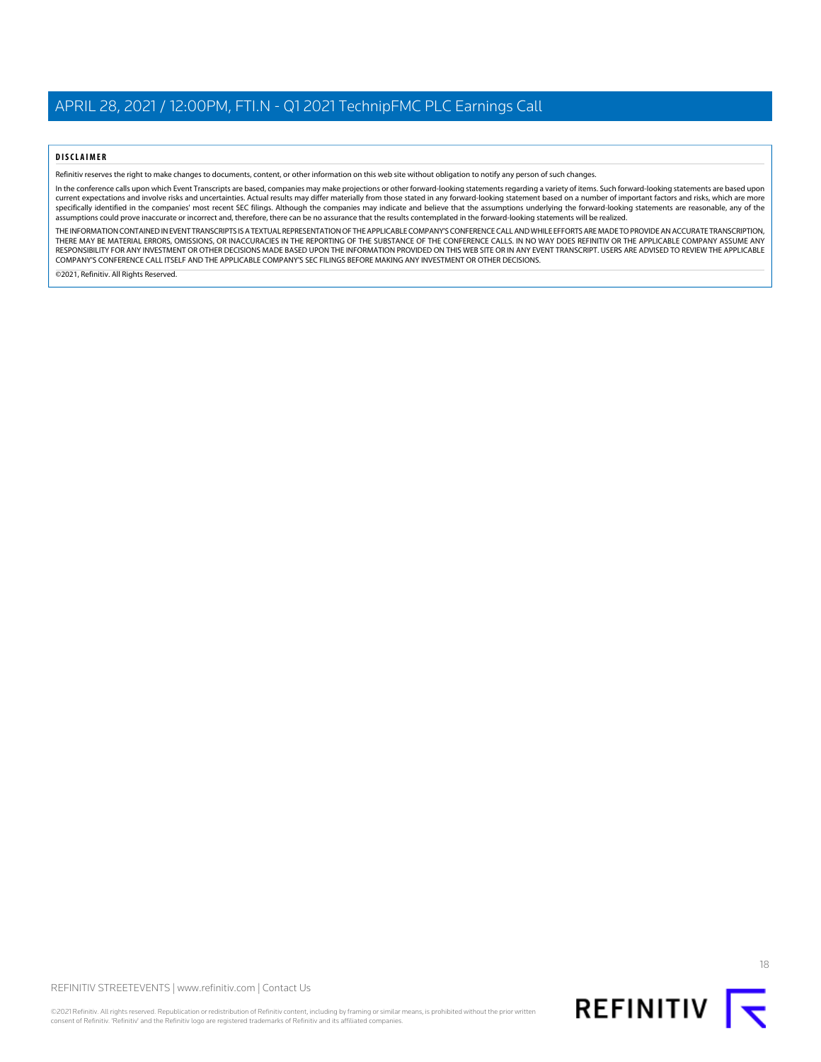## DISCLAIMER

Refinitiv reserves the right to make changes to documents, content, or other information on this web site without obligation to notify any person of such changes.

In the conference calls upon which Event Transcripts are based, companies may make projections or other forward-looking statements regarding a variety of items. Such forward-looking statements are based upon current expectations and involve risks and uncertainties. Actual results may differ materially from those stated in any forward-looking statement based on a number of important factors and risks, which are more specifically identified in the companies' most recent SEC filings. Although the companies may indicate and believe that the assumptions underlying the forward-looking statements are reasonable, any of the assumptions could prove inaccurate or incorrect and, therefore, there can be no assurance that the results contemplated in the forward-looking statements will be realized.

THE INFORMATION CONTAINED IN EVENT TRANSCRIPTS IS A TEXTUAL REPRESENTATION OF THE APPLICABLE COMPANY'S CONFERENCE CALL AND WHILE EFFORTS ARE MADE TO PROVIDE AN ACCURATE TRANSCRIPTION, THERE MAY BE MATERIAL ERRORS, OMISSIONS, OR INACCURACIES IN THE REPORTING OF THE SUBSTANCE OF THE CONFERENCE CALLS. IN NO WAY DOES REFINITIV OR THE APPLICABLE COMPANY ASSUME ANY RESPONSIBILITY FOR ANY INVESTMENT OR OTHER DECISIONS MADE BASED UPON THE INFORMATION PROVIDED ON THIS WEB SITE OR IN ANY EVENT TRANSCRIPT. USERS ARE ADVISED TO REVIEW THE APPLICABLE COMPANY'S CONFERENCE CALL ITSELF AND THE APPLICABLE COMPANY'S SEC FILINGS BEFORE MAKING ANY INVESTMENT OR OTHER DECISIONS.

©2021, Refinitiv. All Rights Reserved.